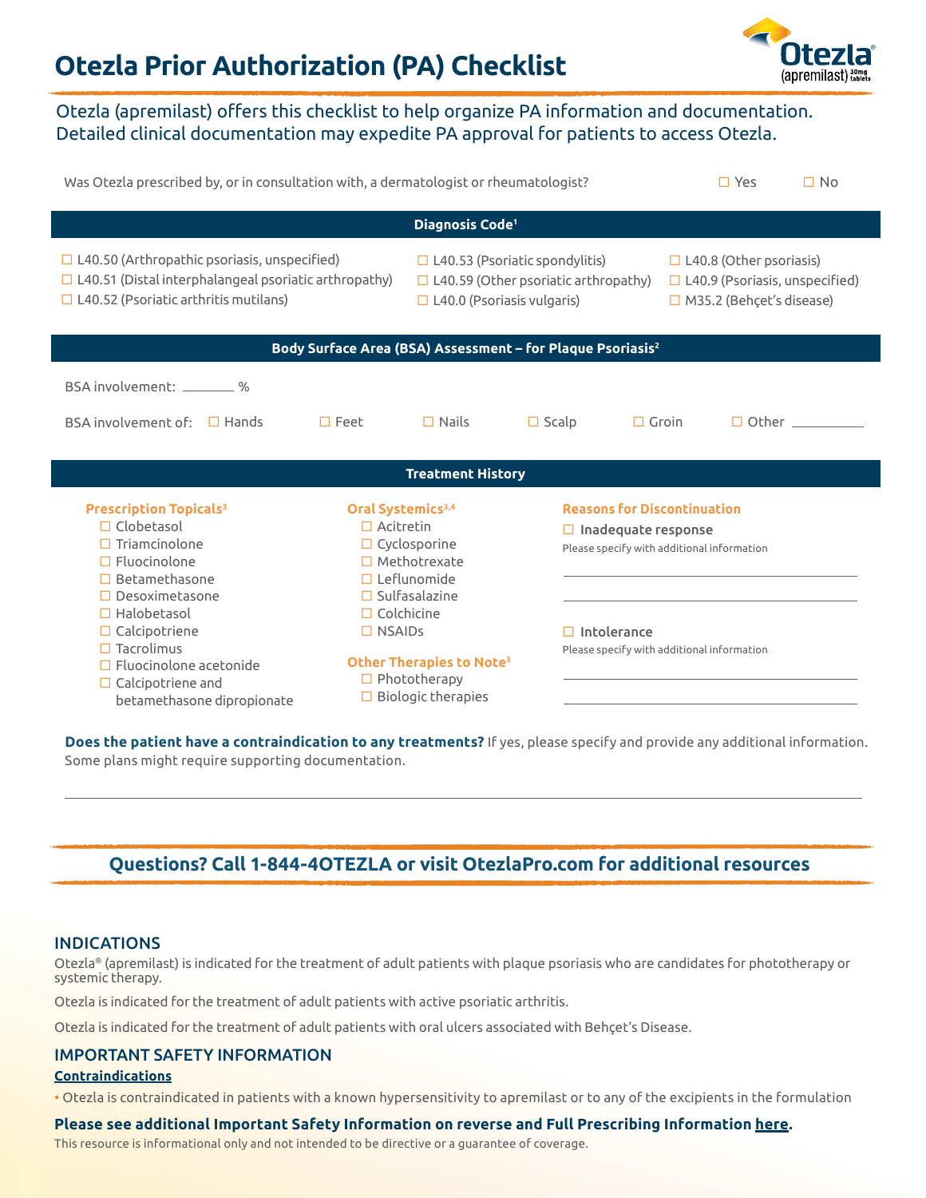# Otezla Prior Authorization (PA) Checklist

Otezla (apremilast) offers this checklist to help organize PA information and documentation. Detailed clinical documentation may expedite PA approval for patients to access Otezla.

Was Otezla prescribed by, or in consultation with, a dermatologist or rheumatologist? ☐ Yes ☐ No

## Diagnosis Code[1]

- ☐ L40.50 (Arthropathic psoriasis, unspecified)
- ☐ L40.51 (Distal interphalangeal psoriatic arthropathy)
- ☐ L40.52 (Psoriatic arthritis mutilans)
- ☐ L40.53 (Psoriatic spondylitis)
- ☐ L40.59 (Other psoriatic arthropathy)
- ☐ L40.0 (Psoriasis vulgaris)
- ☐ L40.8 (Other psoriasis)
- ☐ L40.9 (Psoriasis, unspecified)
- ☐ M35.2 (Behçet's disease)

## Body Surface Area (BSA) Assessment – for Plaque Psoriasis[2]

BSA involvement: ________ %

BSA involvement of: ☐ Hands ☐ Feet ☐ Nails ☐ Scalp ☐ Groin ☐ Other ____________

## Treatment History

**Prescription Topicals[3]**

- ☐ Clobetasol
- ☐ Triamcinolone
- ☐ Fluocinolone
- ☐ Betamethasone
- ☐ Desoximetasone
- ☐ Halobetasol
- ☐ Calcipotriene
- ☐ Tacrolimus
- ☐ Fluocinolone acetonide
- ☐ Calcipotriene and betamethasone dipropionate

**Oral Systemics[3,4]**

- ☐ Acitretin
- ☐ Cyclosporine
- ☐ Methotrexate
- ☐ Leflunomide
- ☐ Sulfasalazine
- ☐ Colchicine
- ☐ NSAIDs

**Other Therapies to Note[3]**

- ☐ Phototherapy
- ☐ Biologic therapies

**Reasons for Discontinuation**

☐ **Inadequate response**

Please specify with additional information

____________________________________

____________________________________

☐ **Intolerance**

Please specify with additional information

____________________________________

____________________________________

**Does the patient have a contraindication to any treatments?** If yes, please specify and provide any additional information. Some plans might require supporting documentation.

____________________________________________________________________________

**Questions? Call 1-844-4OTEZLA or visit OtezlaPro.com for additional resources**

## INDICATIONS

Otezla® (apremilast) is indicated for the treatment of adult patients with plaque psoriasis who are candidates for phototherapy or systemic therapy.

Otezla is indicated for the treatment of adult patients with active psoriatic arthritis.

Otezla is indicated for the treatment of adult patients with oral ulcers associated with Behçet's Disease.

## IMPORTANT SAFETY INFORMATION

**Contraindications**

- Otezla is contraindicated in patients with a known hypersensitivity to apremilast or to any of the excipients in the formulation

**Please see additional Important Safety Information on reverse and Full Prescribing Information here.**

This resource is informational only and not intended to be directive or a guarantee of coverage.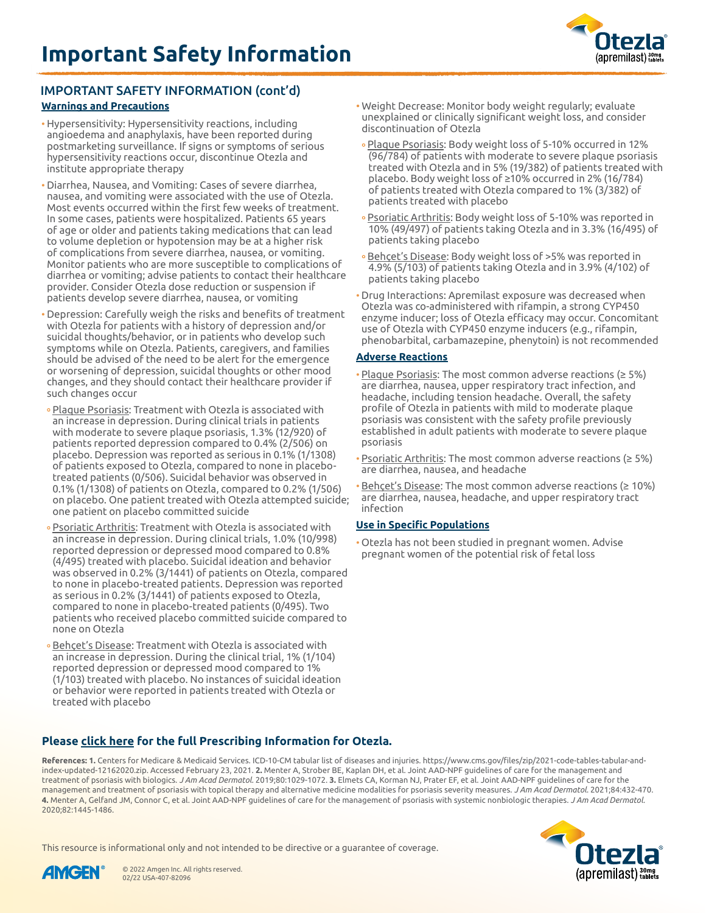# Important Safety Information

## IMPORTANT SAFETY INFORMATION (cont'd)

### Warnings and Precautions

- Hypersensitivity: Hypersensitivity reactions, including angioedema and anaphylaxis, have been reported during postmarketing surveillance. If signs or symptoms of serious hypersensitivity reactions occur, discontinue Otezla and institute appropriate therapy
- Diarrhea, Nausea, and Vomiting: Cases of severe diarrhea, nausea, and vomiting were associated with the use of Otezla. Most events occurred within the first few weeks of treatment. In some cases, patients were hospitalized. Patients 65 years of age or older and patients taking medications that can lead to volume depletion or hypotension may be at a higher risk of complications from severe diarrhea, nausea, or vomiting. Monitor patients who are more susceptible to complications of diarrhea or vomiting; advise patients to contact their healthcare provider. Consider Otezla dose reduction or suspension if patients develop severe diarrhea, nausea, or vomiting
- Depression: Carefully weigh the risks and benefits of treatment with Otezla for patients with a history of depression and/or suicidal thoughts/behavior, or in patients who develop such symptoms while on Otezla. Patients, caregivers, and families should be advised of the need to be alert for the emergence or worsening of depression, suicidal thoughts or other mood changes, and they should contact their healthcare provider if such changes occur
  - Plaque Psoriasis: Treatment with Otezla is associated with an increase in depression. During clinical trials in patients with moderate to severe plaque psoriasis, 1.3% (12/920) of patients reported depression compared to 0.4% (2/506) on placebo. Depression was reported as serious in 0.1% (1/1308) of patients exposed to Otezla, compared to none in placebo-treated patients (0/506). Suicidal behavior was observed in 0.1% (1/1308) of patients on Otezla, compared to 0.2% (1/506) on placebo. One patient treated with Otezla attempted suicide; one patient on placebo committed suicide
  - Psoriatic Arthritis: Treatment with Otezla is associated with an increase in depression. During clinical trials, 1.0% (10/998) reported depression or depressed mood compared to 0.8% (4/495) treated with placebo. Suicidal ideation and behavior was observed in 0.2% (3/1441) of patients on Otezla, compared to none in placebo-treated patients. Depression was reported as serious in 0.2% (3/1441) of patients exposed to Otezla, compared to none in placebo-treated patients (0/495). Two patients who received placebo committed suicide compared to none on Otezla
  - Behçet's Disease: Treatment with Otezla is associated with an increase in depression. During the clinical trial, 1% (1/104) reported depression or depressed mood compared to 1% (1/103) treated with placebo. No instances of suicidal ideation or behavior were reported in patients treated with Otezla or treated with placebo
- Weight Decrease: Monitor body weight regularly; evaluate unexplained or clinically significant weight loss, and consider discontinuation of Otezla
  - Plaque Psoriasis: Body weight loss of 5-10% occurred in 12% (96/784) of patients with moderate to severe plaque psoriasis treated with Otezla and in 5% (19/382) of patients treated with placebo. Body weight loss of ≥10% occurred in 2% (16/784) of patients treated with Otezla compared to 1% (3/382) of patients treated with placebo
  - Psoriatic Arthritis: Body weight loss of 5-10% was reported in 10% (49/497) of patients taking Otezla and in 3.3% (16/495) of patients taking placebo
  - Behçet's Disease: Body weight loss of >5% was reported in 4.9% (5/103) of patients taking Otezla and in 3.9% (4/102) of patients taking placebo
- Drug Interactions: Apremilast exposure was decreased when Otezla was co-administered with rifampin, a strong CYP450 enzyme inducer; loss of Otezla efficacy may occur. Concomitant use of Otezla with CYP450 enzyme inducers (e.g., rifampin, phenobarbital, carbamazepine, phenytoin) is not recommended

### Adverse Reactions

- Plaque Psoriasis: The most common adverse reactions (≥ 5%) are diarrhea, nausea, upper respiratory tract infection, and headache, including tension headache. Overall, the safety profile of Otezla in patients with mild to moderate plaque psoriasis was consistent with the safety profile previously established in adult patients with moderate to severe plaque psoriasis
- Psoriatic Arthritis: The most common adverse reactions (≥ 5%) are diarrhea, nausea, and headache
- Behçet's Disease: The most common adverse reactions (≥ 10%) are diarrhea, nausea, headache, and upper respiratory tract infection

### Use in Specific Populations

- Otezla has not been studied in pregnant women. Advise pregnant women of the potential risk of fetal loss

**Please click here for the full Prescribing Information for Otezla.**

**References: 1.** Centers for Medicare & Medicaid Services. ICD-10-CM tabular list of diseases and injuries. https://www.cms.gov/files/zip/2021-code-tables-tabular-and-index-updated-12162020.zip. Accessed February 23, 2021. **2.** Menter A, Strober BE, Kaplan DH, et al. Joint AAD-NPF guidelines of care for the management and treatment of psoriasis with biologics. *J Am Acad Dermatol.* 2019;80:1029-1072. **3.** Elmets CA, Korman NJ, Prater EF, et al. Joint AAD-NPF guidelines of care for the management and treatment of psoriasis with topical therapy and alternative medicine modalities for psoriasis severity measures. *J Am Acad Dermatol.* 2021;84:432-470. **4.** Menter A, Gelfand JM, Connor C, et al. Joint AAD-NPF guidelines of care for the management of psoriasis with systemic nonbiologic therapies. *J Am Acad Dermatol.* 2020;82:1445-1486.

This resource is informational only and not intended to be directive or a guarantee of coverage.

© 2022 Amgen Inc. All rights reserved.
02/22 USA-407-82096